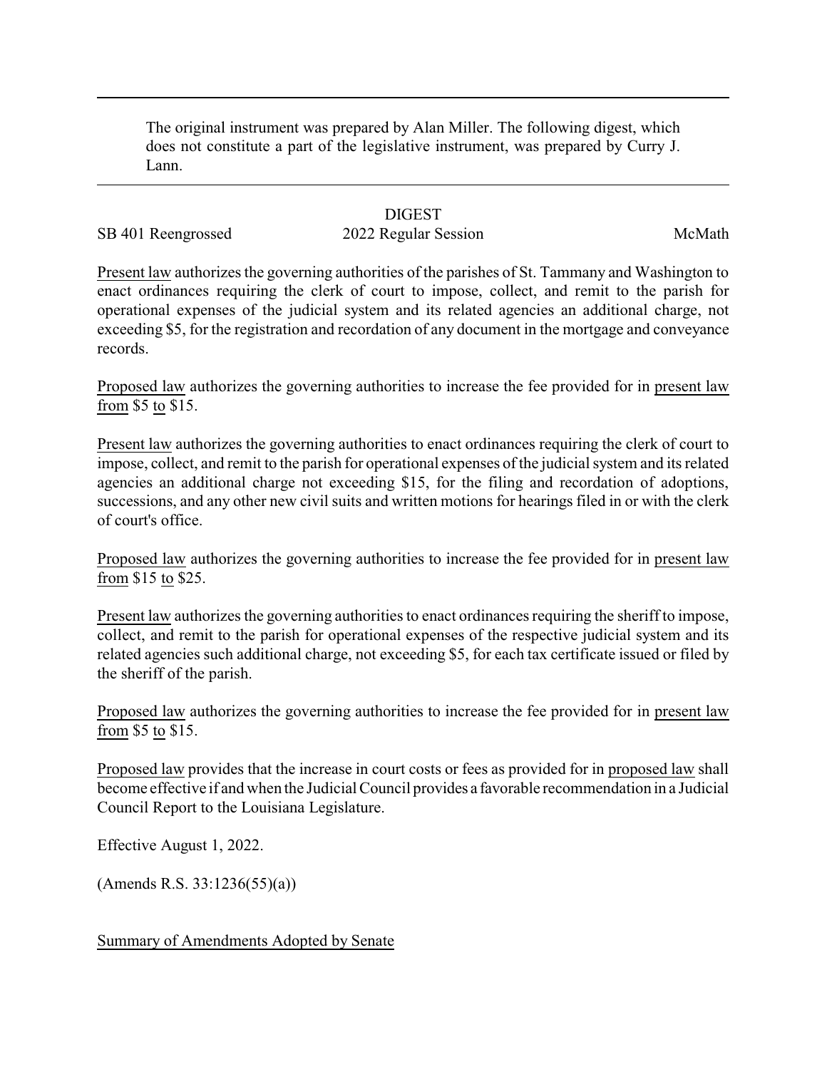The original instrument was prepared by Alan Miller. The following digest, which does not constitute a part of the legislative instrument, was prepared by Curry J. Lann.

DIGEST

SB 401 Reengrossed 2022 Regular Session McMath

Present law authorizes the governing authorities of the parishes of St. Tammany and Washington to enact ordinances requiring the clerk of court to impose, collect, and remit to the parish for operational expenses of the judicial system and its related agencies an additional charge, not exceeding $5, for the registration and recordation of any document in the mortgage and conveyance records.

Proposed law authorizes the governing authorities to increase the fee provided for in present law from $5 to $15.

Present law authorizes the governing authorities to enact ordinances requiring the clerk of court to impose, collect, and remit to the parish for operational expenses of the judicial system and its related agencies an additional charge not exceeding $15, for the filing and recordation of adoptions, successions, and any other new civil suits and written motions for hearings filed in or with the clerk of court's office.

Proposed law authorizes the governing authorities to increase the fee provided for in present law from $15 to $25.

Present law authorizes the governing authorities to enact ordinances requiring the sheriff to impose, collect, and remit to the parish for operational expenses of the respective judicial system and its related agencies such additional charge, not exceeding $5, for each tax certificate issued or filed by the sheriff of the parish.

Proposed law authorizes the governing authorities to increase the fee provided for in present law from $5 to $15.

Proposed law provides that the increase in court costs or fees as provided for in proposed law shall become effective if and when the Judicial Council provides a favorable recommendation in a Judicial Council Report to the Louisiana Legislature.

Effective August 1, 2022.

(Amends R.S. 33:1236(55)(a))

Summary of Amendments Adopted by Senate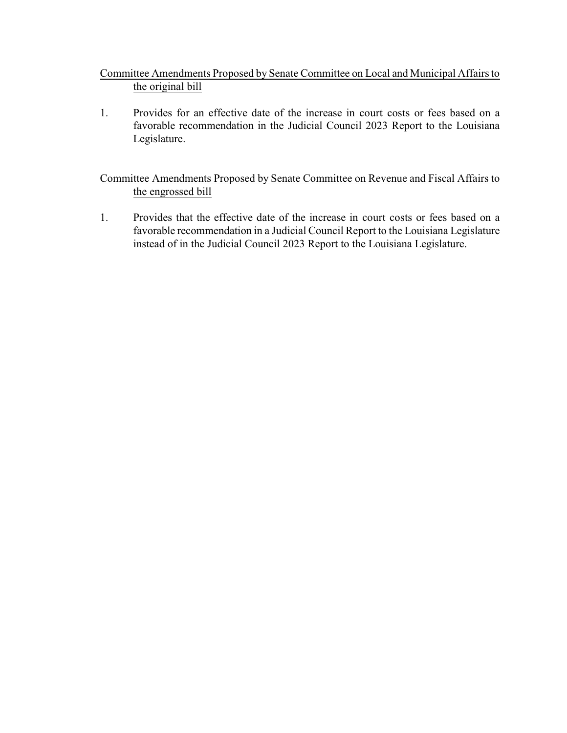<u>Committee Amendments Proposed by Senate Committee on Local and Municipal Affairs to the original bill</u>

1. Provides for an effective date of the increase in court costs or fees based on a favorable recommendation in the Judicial Council 2023 Report to the Louisiana Legislature.

<u>Committee Amendments Proposed by Senate Committee on Revenue and Fiscal Affairs to the engrossed bill</u>

1. Provides that the effective date of the increase in court costs or fees based on a favorable recommendation in a Judicial Council Report to the Louisiana Legislature instead of in the Judicial Council 2023 Report to the Louisiana Legislature.